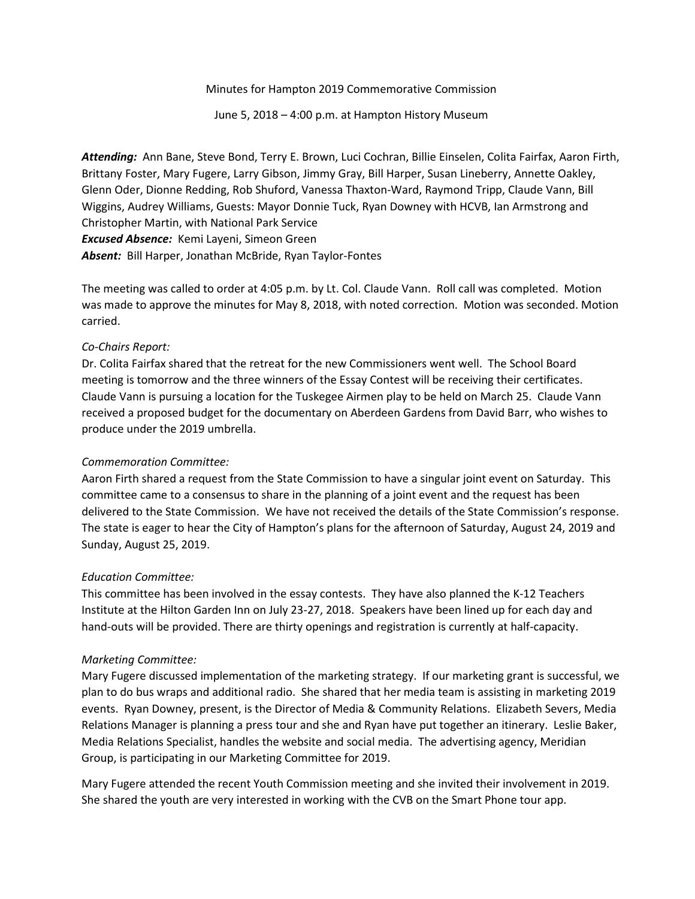Minutes for Hampton 2019 Commemorative Commission

June 5, 2018 – 4:00 p.m. at Hampton History Museum

***Attending:*** Ann Bane, Steve Bond, Terry E. Brown, Luci Cochran, Billie Einselen, Colita Fairfax, Aaron Firth, Brittany Foster, Mary Fugere, Larry Gibson, Jimmy Gray, Bill Harper, Susan Lineberry, Annette Oakley, Glenn Oder, Dionne Redding, Rob Shuford, Vanessa Thaxton-Ward, Raymond Tripp, Claude Vann, Bill Wiggins, Audrey Williams, Guests: Mayor Donnie Tuck, Ryan Downey with HCVB, Ian Armstrong and Christopher Martin, with National Park Service
***Excused Absence:*** Kemi Layeni, Simeon Green
***Absent:*** Bill Harper, Jonathan McBride, Ryan Taylor-Fontes

The meeting was called to order at 4:05 p.m. by Lt. Col. Claude Vann. Roll call was completed. Motion was made to approve the minutes for May 8, 2018, with noted correction. Motion was seconded. Motion carried.

*Co-Chairs Report:*
Dr. Colita Fairfax shared that the retreat for the new Commissioners went well. The School Board meeting is tomorrow and the three winners of the Essay Contest will be receiving their certificates. Claude Vann is pursuing a location for the Tuskegee Airmen play to be held on March 25. Claude Vann received a proposed budget for the documentary on Aberdeen Gardens from David Barr, who wishes to produce under the 2019 umbrella.

*Commemoration Committee:*
Aaron Firth shared a request from the State Commission to have a singular joint event on Saturday. This committee came to a consensus to share in the planning of a joint event and the request has been delivered to the State Commission. We have not received the details of the State Commission's response. The state is eager to hear the City of Hampton's plans for the afternoon of Saturday, August 24, 2019 and Sunday, August 25, 2019.

*Education Committee:*
This committee has been involved in the essay contests. They have also planned the K-12 Teachers Institute at the Hilton Garden Inn on July 23-27, 2018. Speakers have been lined up for each day and hand-outs will be provided. There are thirty openings and registration is currently at half-capacity.

*Marketing Committee:*
Mary Fugere discussed implementation of the marketing strategy. If our marketing grant is successful, we plan to do bus wraps and additional radio. She shared that her media team is assisting in marketing 2019 events. Ryan Downey, present, is the Director of Media & Community Relations. Elizabeth Severs, Media Relations Manager is planning a press tour and she and Ryan have put together an itinerary. Leslie Baker, Media Relations Specialist, handles the website and social media. The advertising agency, Meridian Group, is participating in our Marketing Committee for 2019.

Mary Fugere attended the recent Youth Commission meeting and she invited their involvement in 2019. She shared the youth are very interested in working with the CVB on the Smart Phone tour app.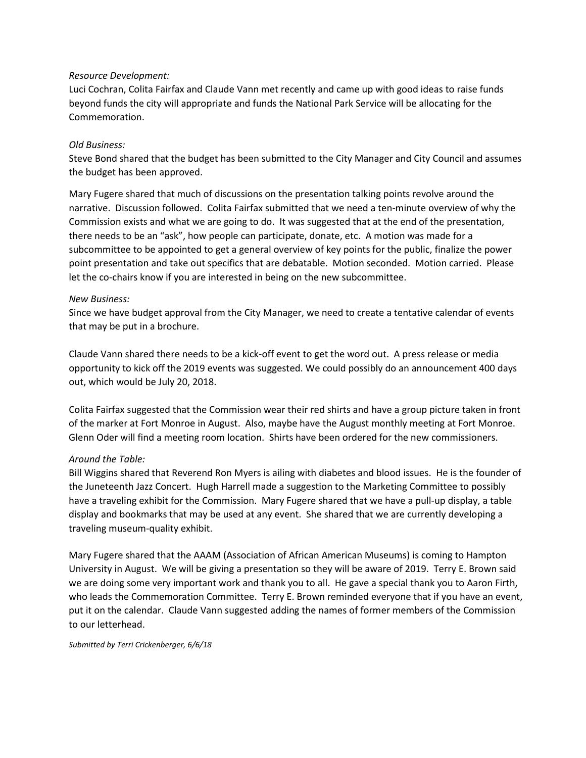*Resource Development:*
Luci Cochran, Colita Fairfax and Claude Vann met recently and came up with good ideas to raise funds beyond funds the city will appropriate and funds the National Park Service will be allocating for the Commemoration.

*Old Business:*
Steve Bond shared that the budget has been submitted to the City Manager and City Council and assumes the budget has been approved.

Mary Fugere shared that much of discussions on the presentation talking points revolve around the narrative. Discussion followed. Colita Fairfax submitted that we need a ten-minute overview of why the Commission exists and what we are going to do. It was suggested that at the end of the presentation, there needs to be an "ask", how people can participate, donate, etc. A motion was made for a subcommittee to be appointed to get a general overview of key points for the public, finalize the power point presentation and take out specifics that are debatable. Motion seconded. Motion carried. Please let the co-chairs know if you are interested in being on the new subcommittee.

*New Business:*
Since we have budget approval from the City Manager, we need to create a tentative calendar of events that may be put in a brochure.

Claude Vann shared there needs to be a kick-off event to get the word out. A press release or media opportunity to kick off the 2019 events was suggested. We could possibly do an announcement 400 days out, which would be July 20, 2018.

Colita Fairfax suggested that the Commission wear their red shirts and have a group picture taken in front of the marker at Fort Monroe in August. Also, maybe have the August monthly meeting at Fort Monroe. Glenn Oder will find a meeting room location. Shirts have been ordered for the new commissioners.

*Around the Table:*
Bill Wiggins shared that Reverend Ron Myers is ailing with diabetes and blood issues. He is the founder of the Juneteenth Jazz Concert. Hugh Harrell made a suggestion to the Marketing Committee to possibly have a traveling exhibit for the Commission. Mary Fugere shared that we have a pull-up display, a table display and bookmarks that may be used at any event. She shared that we are currently developing a traveling museum-quality exhibit.

Mary Fugere shared that the AAAM (Association of African American Museums) is coming to Hampton University in August. We will be giving a presentation so they will be aware of 2019. Terry E. Brown said we are doing some very important work and thank you to all. He gave a special thank you to Aaron Firth, who leads the Commemoration Committee. Terry E. Brown reminded everyone that if you have an event, put it on the calendar. Claude Vann suggested adding the names of former members of the Commission to our letterhead.

*Submitted by Terri Crickenberger, 6/6/18*